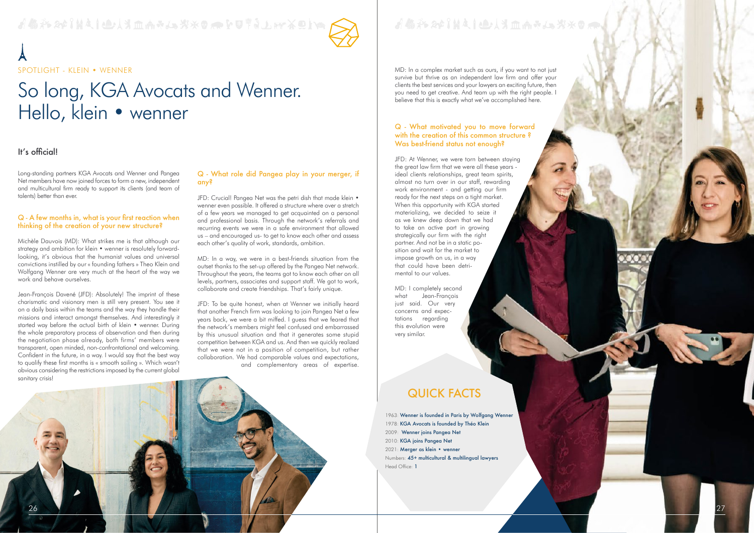SPOTLIGHT - KLEIN • WENNER

# So long, KGA Avocats and Wenner. Hello, klein • wenner

## It's official!

Long-standing partners KGA Avocats and Wenner and Pangea Net members have now joined forces to form a new, independent and multicultural firm ready to support its clients (and team of talents) better than ever.

### Q - A few months in, what is your first reaction when thinking of the creation of your new structure?

Michèle Dauvois (MD): What strikes me is that although our strategy and ambition for klein • wenner is resolutely forward-looking, it's obvious that the humanist values and universal convictions instilled by our « founding fathers » Theo Klein and Wolfgang Wenner are very much at the heart of the way we work and behave ourselves.

Jean-François Davené (JFD): Absolutely! The imprint of these charismatic and visionary men is still very present. You see it on a daily basis within the teams and the way they handle their missions and interact amongst themselves. And interestingly it started way before the actual birth of klein • wenner. During the whole preparatory process of observation and then during the negotiation phase already, both firms' members were transparent, open minded, non-confrontational and welcoming. Confident in the future, in a way. I would say that the best way to qualify these first months is « smooth sailing ». Which wasn't obvious considering the restrictions imposed by the current global sanitary crisis!

### Q - What role did Pangea play in your merger, if any?

JFD: Crucial! Pangea Net was the petri dish that made klein • wenner even possible. It offered a structure where over a stretch of a few years we managed to get acquainted on a personal and professional basis. Through the network's referrals and recurring events we were in a safe environment that allowed us – and encouraged us- to get to know each other and assess each other's quality of work, standards, ambition.

MD: In a way, we were in a best-friends situation from the outset thanks to the set-up offered by the Pangea Net network. Throughout the years, the teams got to know each other on all levels, partners, associates and support staff. We got to work, collaborate and create friendships. That's fairly unique.

JFD: To be quite honest, when at Wenner we initially heard that another French firm was looking to join Pangea Net a few years back, we were a bit miffed. I guess that we feared that the network's members might feel confused and embarrassed by this unusual situation and that it generates some stupid competition between KGA and us. And then we quickly realized that we were not in a position of competition, but rather collaboration. We had comparable values and expectations, and complementary areas of expertise.

MD: In a complex market such as ours, if you want to not just survive but thrive as an independent law firm and offer your clients the best services and your lawyers an exciting future, then you need to get creative. And team up with the right people. I believe that this is exactly what we've accomplished here.

### Q - What motivated you to move forward with the creation of this common structure ? Was best-friend status not enough?

JFD: At Wenner, we were torn between staying the great law firm that we were all these years - ideal clients relationships, great team spirits, almost no turn over in our staff, rewarding work environment - and getting our firm ready for the next steps on a tight market. When this opportunity with KGA started materializing, we decided to seize it as we knew deep down that we had to take an active part in growing strategically our firm with the right partner. And not be in a static position and wait for the market to impose growth on us, in a way that could have been detrimental to our values.

MD: I completely second what Jean-François just said. Our very concerns and expectations regarding this evolution were very similar.

## QUICK FACTS

1963: Wenner is founded in Paris by Wolfgang Wenner
1978: KGA Avocats is founded by Théo Klein
2009: Wenner joins Pangea Net
2010: KGA joins Pangea Net
2021: Merger as klein • wenner
Numbers: 45+ multicultural & multilingual lawyers
Head Office: 1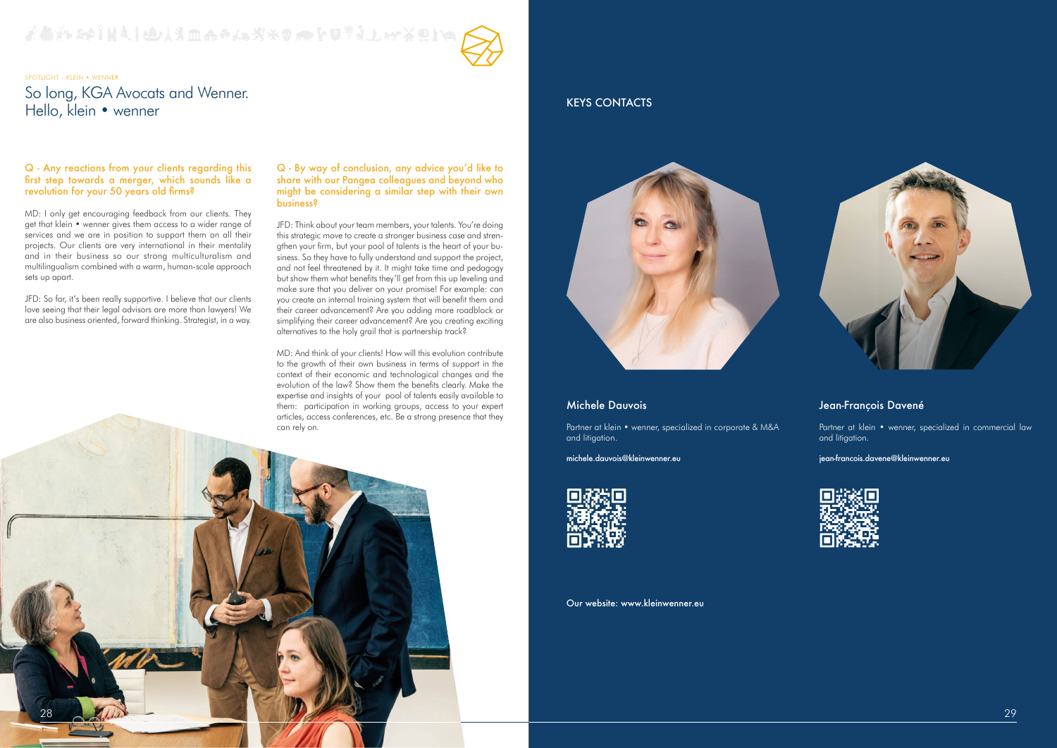SPOTLIGHT - KLEIN • WENNER

# So long, KGA Avocats and Wenner. Hello, klein • wenner

**Q - Any reactions from your clients regarding this first step towards a merger, which sounds like a revolution for your 50 years old firms?**

MD: I only get encouraging feedback from our clients. They get that klein • wenner gives them access to a wider range of services and we are in position to support them on all their projects. Our clients are very international in their mentality and in their business so our strong multiculturalism and multilingualism combined with a warm, human-scale approach sets us up apart.

JFD: So far, it's been really supportive. I believe that our clients love seeing that their legal advisors are more than lawyers! We are also business oriented, forward thinking. Strategist, in a way.

**Q - By way of conclusion, any advice you'd like to share with our Pangea colleagues and beyond who might be considering a similar step with their own business?**

JFD: Think about your team members, your talents. You're doing this strategic move to create a stronger business case and strengthen your firm, but your pool of talents is the heart of your business. So they have to fully understand and support the project, and not feel threatened by it. It might take time and pedagogy but show them what benefits they'll get from this up leveling and make sure that you deliver on your promise! For example: can you create an internal training system that will benefit them and their career advancement? Are you adding more roadblock or simplifying their career advancement? Are you creating exciting alternatives to the holy grail that is partnership track?

MD: And think of your clients! How will this evolution contribute to the growth of their own business in terms of support in the context of their economic and technological changes and the evolution of the law? Show them the benefits clearly. Make the expertise and insights of your pool of talents easily available to them: participation in working groups, access to your expert articles, access conferences, etc. Be a strong presence that they can rely on.

## KEYS CONTACTS

### Michele Dauvois

Partner at klein • wenner, specialized in corporate & M&A and litigation.

michele.dauvois@kleinwenner.eu

### Jean-François Davené

Partner at klein • wenner, specialized in commercial law and litigation.

jean-francois.davene@kleinwenner.eu

Our website: www.kleinwenner.eu